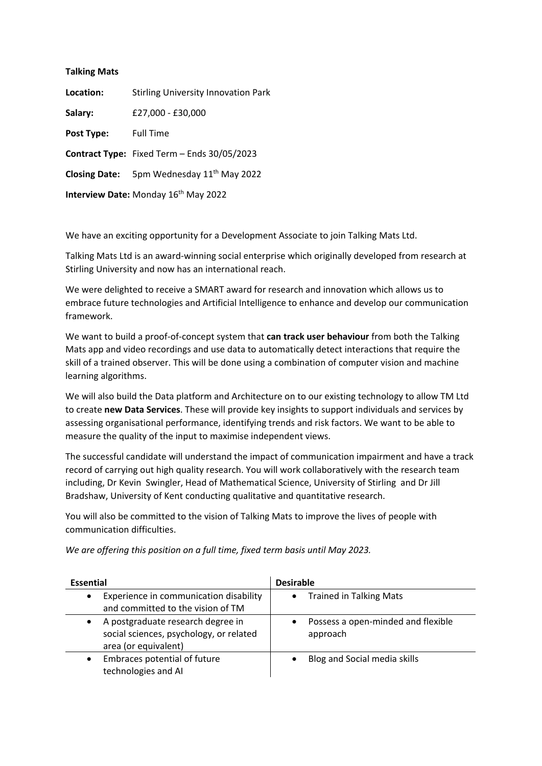**Talking Mats**

**Location:** Stirling University Innovation Park

**Salary:** £27,000 - £30,000

**Post Type:** Full Time

**Contract Type:** Fixed Term – Ends 30/05/2023

**Closing Date:** 5pm Wednesday 11th May 2022

**Interview Date:** Monday 16th May 2022

We have an exciting opportunity for a Development Associate to join Talking Mats Ltd.

Talking Mats Ltd is an award-winning social enterprise which originally developed from research at Stirling University and now has an international reach.

We were delighted to receive a SMART award for research and innovation which allows us to embrace future technologies and Artificial Intelligence to enhance and develop our communication framework.

We want to build a proof-of-concept system that **can track user behaviour** from both the Talking Mats app and video recordings and use data to automatically detect interactions that require the skill of a trained observer. This will be done using a combination of computer vision and machine learning algorithms.

We will also build the Data platform and Architecture on to our existing technology to allow TM Ltd to create **new Data Services**. These will provide key insights to support individuals and services by assessing organisational performance, identifying trends and risk factors. We want to be able to measure the quality of the input to maximise independent views.

The successful candidate will understand the impact of communication impairment and have a track record of carrying out high quality research. You will work collaboratively with the research team including, Dr Kevin Swingler, Head of Mathematical Science, University of Stirling and Dr Jill Bradshaw, University of Kent conducting qualitative and quantitative research.

You will also be committed to the vision of Talking Mats to improve the lives of people with communication difficulties.

*We are offering this position on a full time, fixed term basis until May 2023.*

| Essential | Desirable |
|---|---|
| • Experience in communication disability and committed to the vision of TM | • Trained in Talking Mats |
| • A postgraduate research degree in social sciences, psychology, or related area (or equivalent) | • Possess a open-minded and flexible approach |
| • Embraces potential of future technologies and AI | • Blog and Social media skills |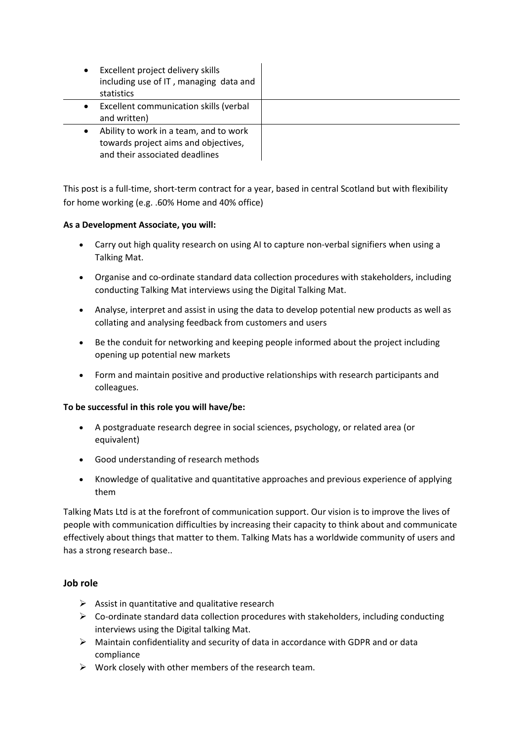| | |
|---|---|
| • Excellent project delivery skills including use of IT , managing data and statistics | |
| • Excellent communication skills (verbal and written) | |
| • Ability to work in a team, and to work towards project aims and objectives, and their associated deadlines | |

This post is a full-time, short-term contract for a year, based in central Scotland but with flexibility for home working (e.g. .60% Home and 40% office)

**As a Development Associate, you will:**

- Carry out high quality research on using AI to capture non-verbal signifiers when using a Talking Mat.
- Organise and co-ordinate standard data collection procedures with stakeholders, including conducting Talking Mat interviews using the Digital Talking Mat.
- Analyse, interpret and assist in using the data to develop potential new products as well as collating and analysing feedback from customers and users
- Be the conduit for networking and keeping people informed about the project including opening up potential new markets
- Form and maintain positive and productive relationships with research participants and colleagues.

**To be successful in this role you will have/be:**

- A postgraduate research degree in social sciences, psychology, or related area (or equivalent)
- Good understanding of research methods
- Knowledge of qualitative and quantitative approaches and previous experience of applying them

Talking Mats Ltd is at the forefront of communication support. Our vision is to improve the lives of people with communication difficulties by increasing their capacity to think about and communicate effectively about things that matter to them. Talking Mats has a worldwide community of users and has a strong research base..

## Job role

- Assist in quantitative and qualitative research
- Co-ordinate standard data collection procedures with stakeholders, including conducting interviews using the Digital talking Mat.
- Maintain confidentiality and security of data in accordance with GDPR and or data compliance
- Work closely with other members of the research team.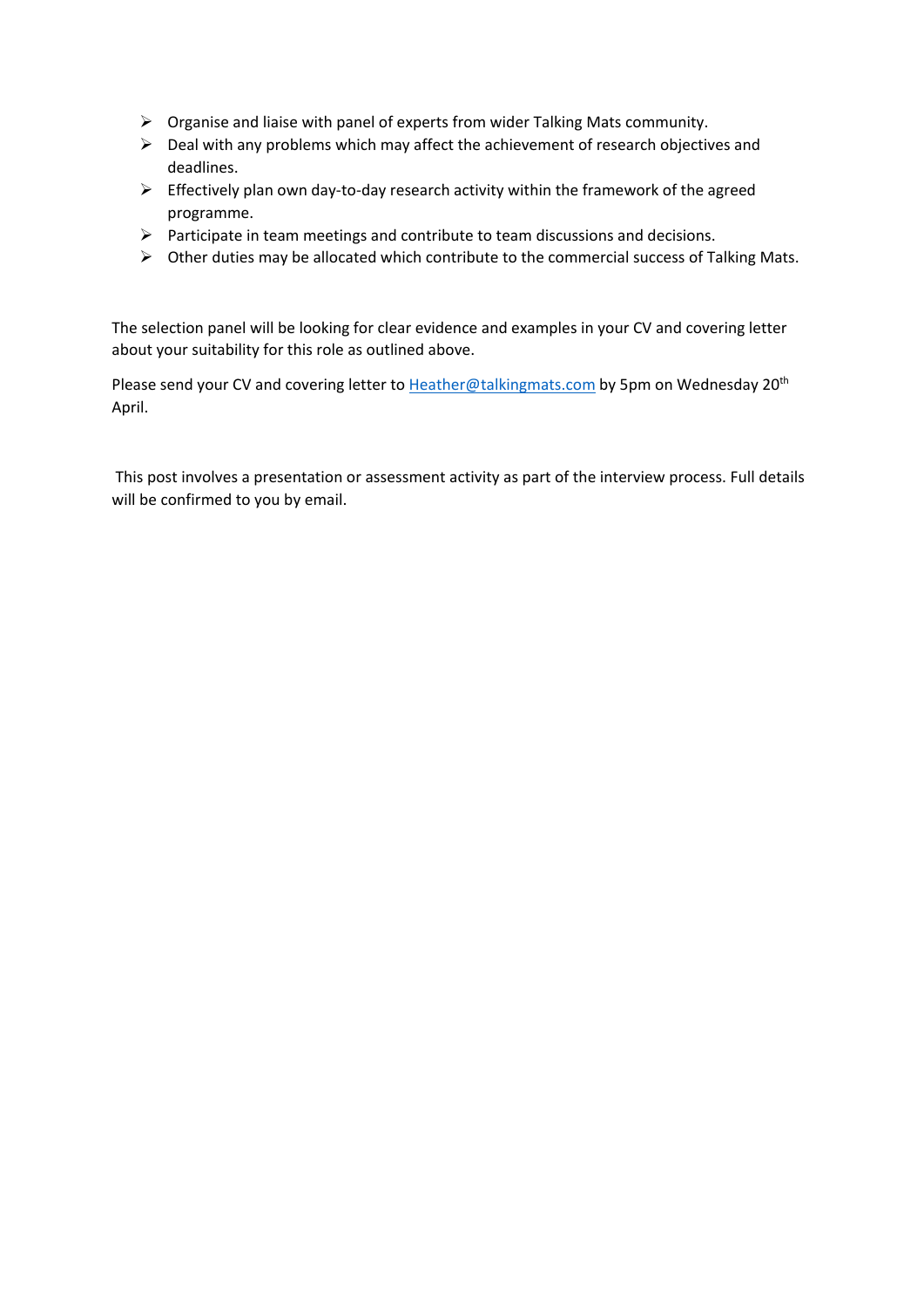- Organise and liaise with panel of experts from wider Talking Mats community.
- Deal with any problems which may affect the achievement of research objectives and deadlines.
- Effectively plan own day-to-day research activity within the framework of the agreed programme.
- Participate in team meetings and contribute to team discussions and decisions.
- Other duties may be allocated which contribute to the commercial success of Talking Mats.

The selection panel will be looking for clear evidence and examples in your CV and covering letter about your suitability for this role as outlined above.

Please send your CV and covering letter to Heather@talkingmats.com by 5pm on Wednesday 20th April.

This post involves a presentation or assessment activity as part of the interview process. Full details will be confirmed to you by email.